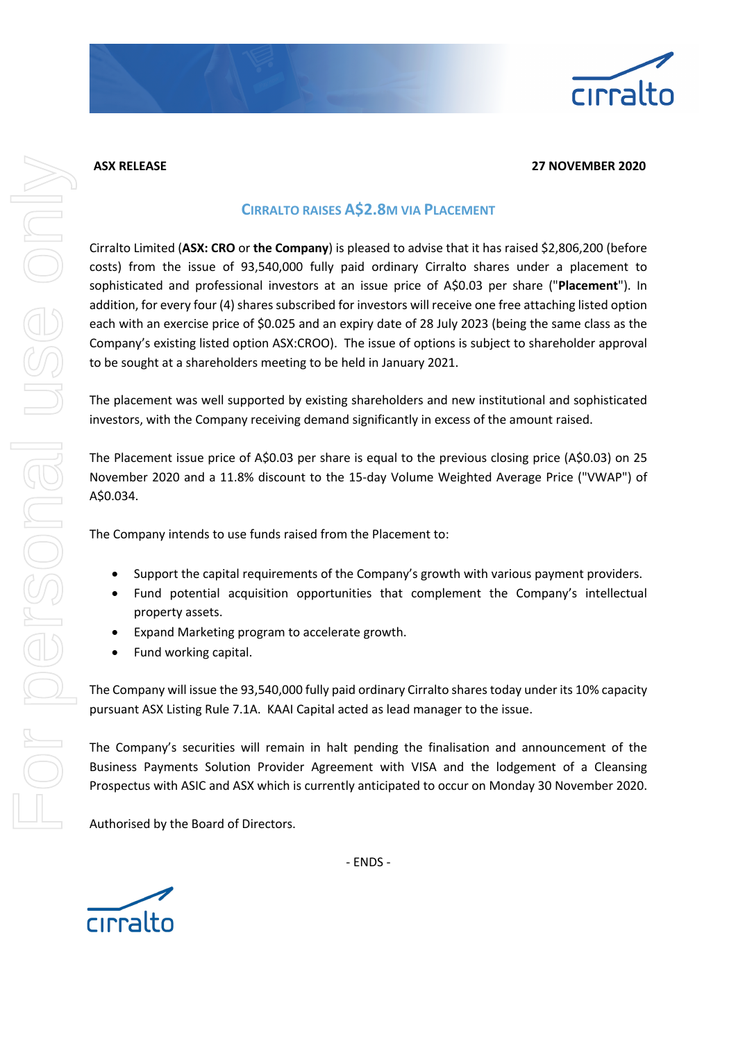**ASX RELEASE** **27 NOVEMBER 2020**

## CIRRALTO RAISES A$2.8M VIA PLACEMENT

Cirralto Limited (**ASX: CRO** or **the Company**) is pleased to advise that it has raised $2,806,200 (before costs) from the issue of 93,540,000 fully paid ordinary Cirralto shares under a placement to sophisticated and professional investors at an issue price of A$0.03 per share ("**Placement**"). In addition, for every four (4) shares subscribed for investors will receive one free attaching listed option each with an exercise price of $0.025 and an expiry date of 28 July 2023 (being the same class as the Company's existing listed option ASX:CROO). The issue of options is subject to shareholder approval to be sought at a shareholders meeting to be held in January 2021.

The placement was well supported by existing shareholders and new institutional and sophisticated investors, with the Company receiving demand significantly in excess of the amount raised.

The Placement issue price of A$0.03 per share is equal to the previous closing price (A$0.03) on 25 November 2020 and a 11.8% discount to the 15-day Volume Weighted Average Price ("VWAP") of A$0.034.

The Company intends to use funds raised from the Placement to:

- Support the capital requirements of the Company's growth with various payment providers.
- Fund potential acquisition opportunities that complement the Company's intellectual property assets.
- Expand Marketing program to accelerate growth.
- Fund working capital.

The Company will issue the 93,540,000 fully paid ordinary Cirralto shares today under its 10% capacity pursuant ASX Listing Rule 7.1A. KAAI Capital acted as lead manager to the issue.

The Company's securities will remain in halt pending the finalisation and announcement of the Business Payments Solution Provider Agreement with VISA and the lodgement of a Cleansing Prospectus with ASIC and ASX which is currently anticipated to occur on Monday 30 November 2020.

Authorised by the Board of Directors.

- ENDS -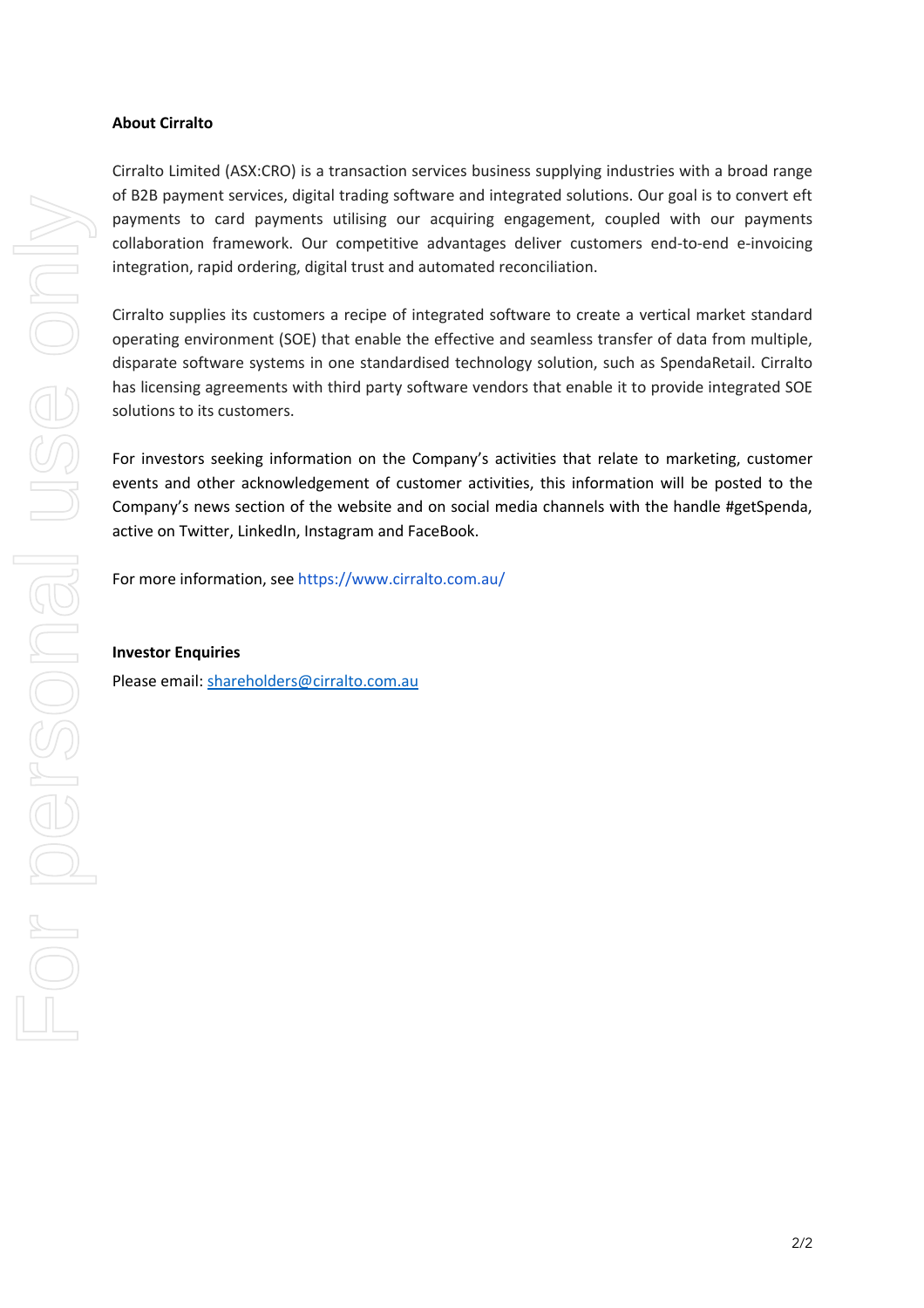**About Cirralto**

Cirralto Limited (ASX:CRO) is a transaction services business supplying industries with a broad range of B2B payment services, digital trading software and integrated solutions. Our goal is to convert eft payments to card payments utilising our acquiring engagement, coupled with our payments collaboration framework. Our competitive advantages deliver customers end-to-end e-invoicing integration, rapid ordering, digital trust and automated reconciliation.

Cirralto supplies its customers a recipe of integrated software to create a vertical market standard operating environment (SOE) that enable the effective and seamless transfer of data from multiple, disparate software systems in one standardised technology solution, such as SpendaRetail. Cirralto has licensing agreements with third party software vendors that enable it to provide integrated SOE solutions to its customers.

For investors seeking information on the Company's activities that relate to marketing, customer events and other acknowledgement of customer activities, this information will be posted to the Company's news section of the website and on social media channels with the handle #getSpenda, active on Twitter, LinkedIn, Instagram and FaceBook.

For more information, see https://www.cirralto.com.au/

**Investor Enquiries**

Please email: shareholders@cirralto.com.au